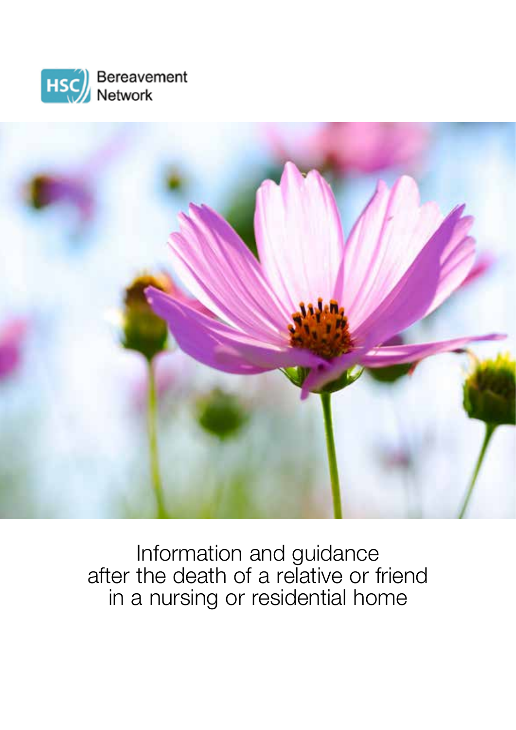HSC Bereavement Network

# Information and guidance after the death of a relative or friend in a nursing or residential home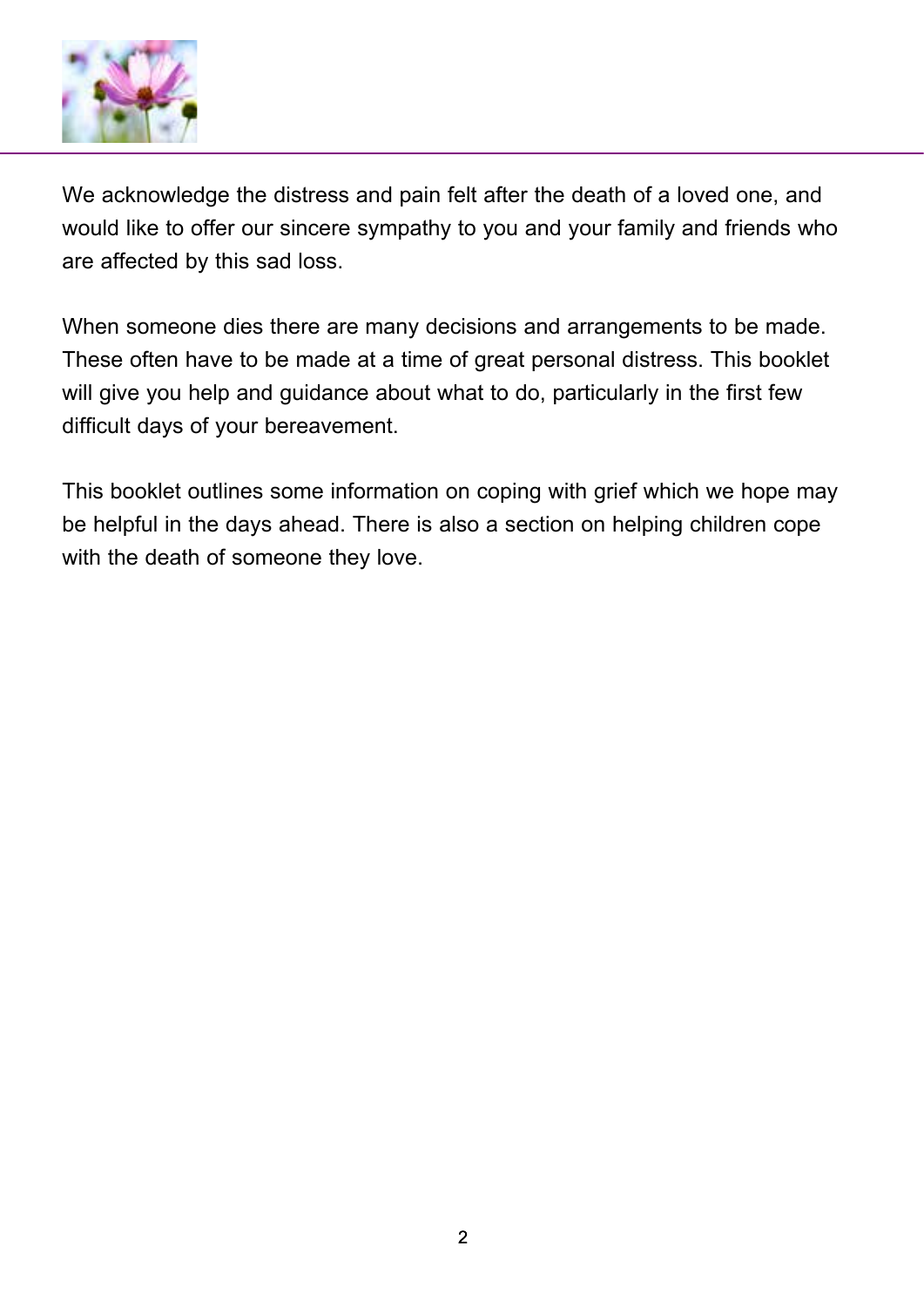We acknowledge the distress and pain felt after the death of a loved one, and would like to offer our sincere sympathy to you and your family and friends who are affected by this sad loss.

When someone dies there are many decisions and arrangements to be made. These often have to be made at a time of great personal distress. This booklet will give you help and guidance about what to do, particularly in the first few difficult days of your bereavement.

This booklet outlines some information on coping with grief which we hope may be helpful in the days ahead. There is also a section on helping children cope with the death of someone they love.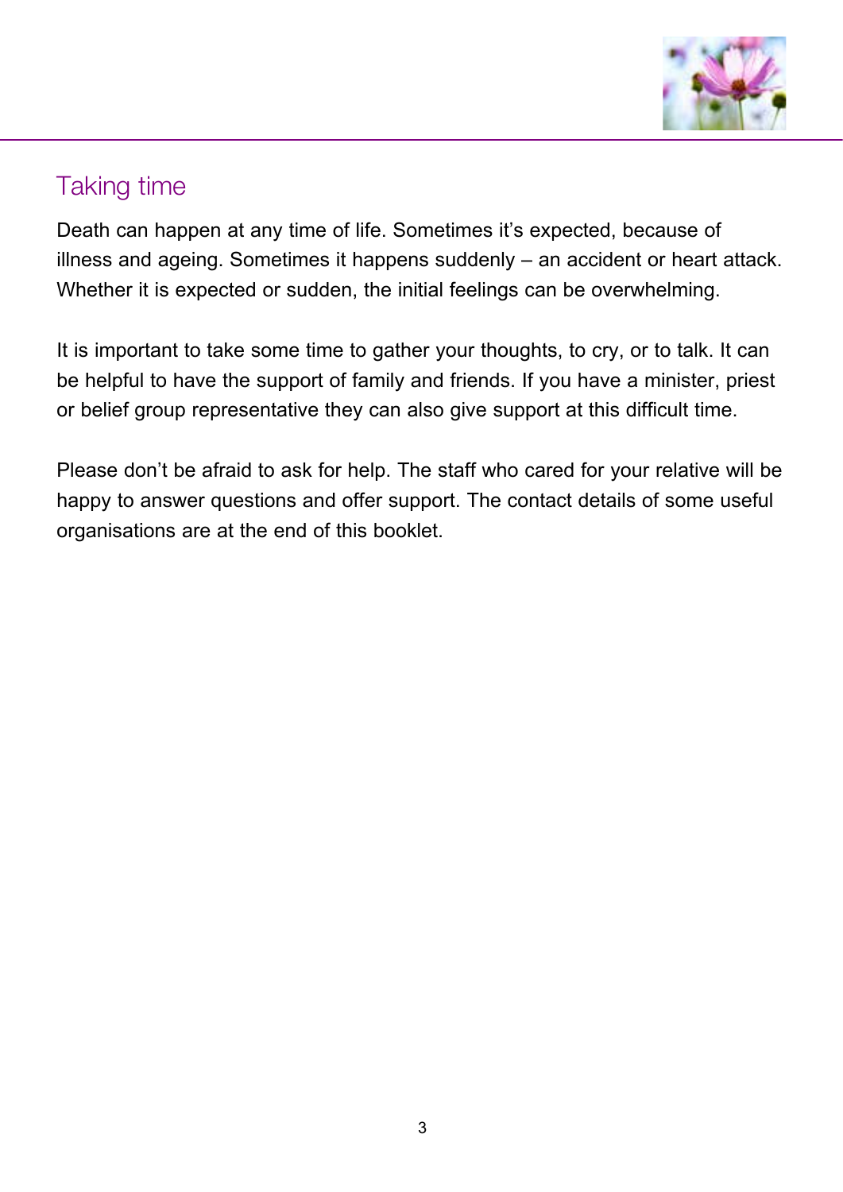## Taking time

Death can happen at any time of life. Sometimes it's expected, because of illness and ageing. Sometimes it happens suddenly – an accident or heart attack. Whether it is expected or sudden, the initial feelings can be overwhelming.

It is important to take some time to gather your thoughts, to cry, or to talk. It can be helpful to have the support of family and friends. If you have a minister, priest or belief group representative they can also give support at this difficult time.

Please don't be afraid to ask for help. The staff who cared for your relative will be happy to answer questions and offer support. The contact details of some useful organisations are at the end of this booklet.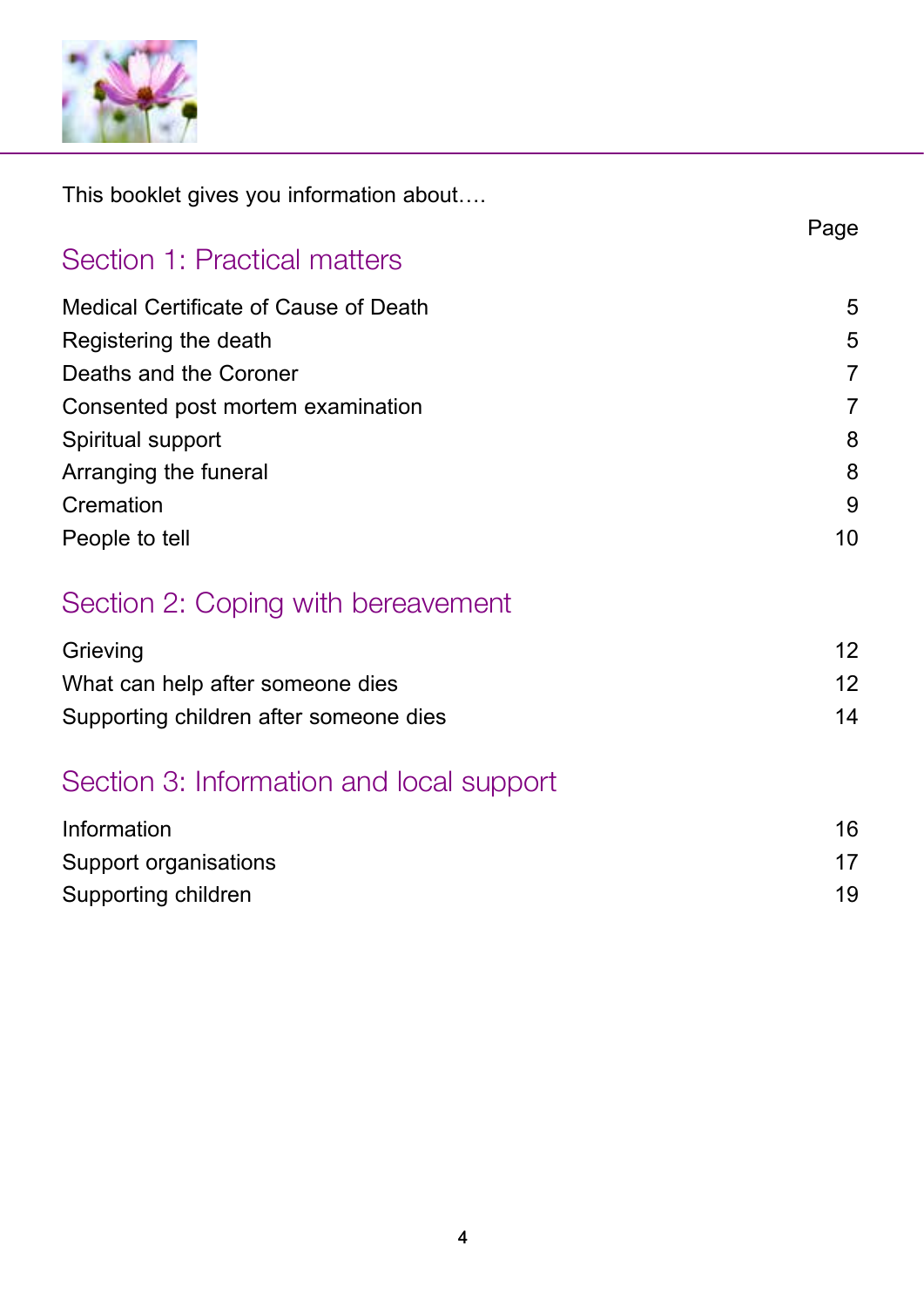This booklet gives you information about….

| | Page |
|---|---|
| **Section 1: Practical matters** | |
| Medical Certificate of Cause of Death | 5 |
| Registering the death | 5 |
| Deaths and the Coroner | 7 |
| Consented post mortem examination | 7 |
| Spiritual support | 8 |
| Arranging the funeral | 8 |
| Cremation | 9 |
| People to tell | 10 |
| **Section 2: Coping with bereavement** | |
| Grieving | 12 |
| What can help after someone dies | 12 |
| Supporting children after someone dies | 14 |
| **Section 3: Information and local support** | |
| Information | 16 |
| Support organisations | 17 |
| Supporting children | 19 |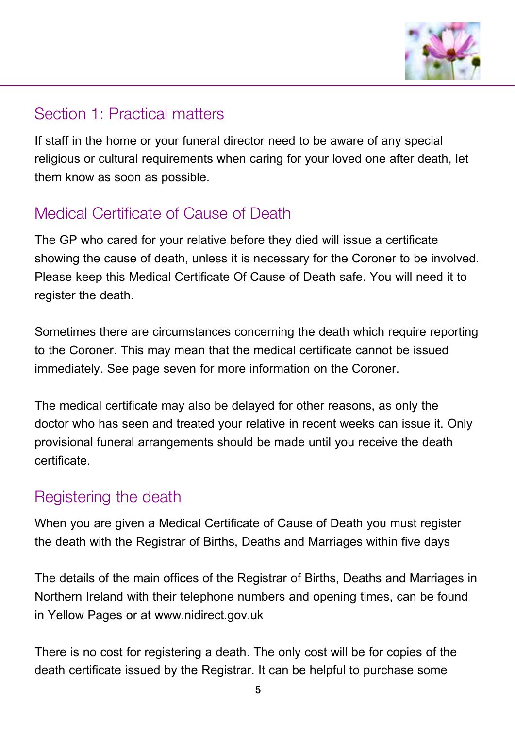## Section 1: Practical matters

If staff in the home or your funeral director need to be aware of any special religious or cultural requirements when caring for your loved one after death, let them know as soon as possible.

## Medical Certificate of Cause of Death

The GP who cared for your relative before they died will issue a certificate showing the cause of death, unless it is necessary for the Coroner to be involved. Please keep this Medical Certificate Of Cause of Death safe. You will need it to register the death.

Sometimes there are circumstances concerning the death which require reporting to the Coroner. This may mean that the medical certificate cannot be issued immediately. See page seven for more information on the Coroner.

The medical certificate may also be delayed for other reasons, as only the doctor who has seen and treated your relative in recent weeks can issue it. Only provisional funeral arrangements should be made until you receive the death certificate.

## Registering the death

When you are given a Medical Certificate of Cause of Death you must register the death with the Registrar of Births, Deaths and Marriages within five days

The details of the main offices of the Registrar of Births, Deaths and Marriages in Northern Ireland with their telephone numbers and opening times, can be found in Yellow Pages or at www.nidirect.gov.uk

There is no cost for registering a death. The only cost will be for copies of the death certificate issued by the Registrar. It can be helpful to purchase some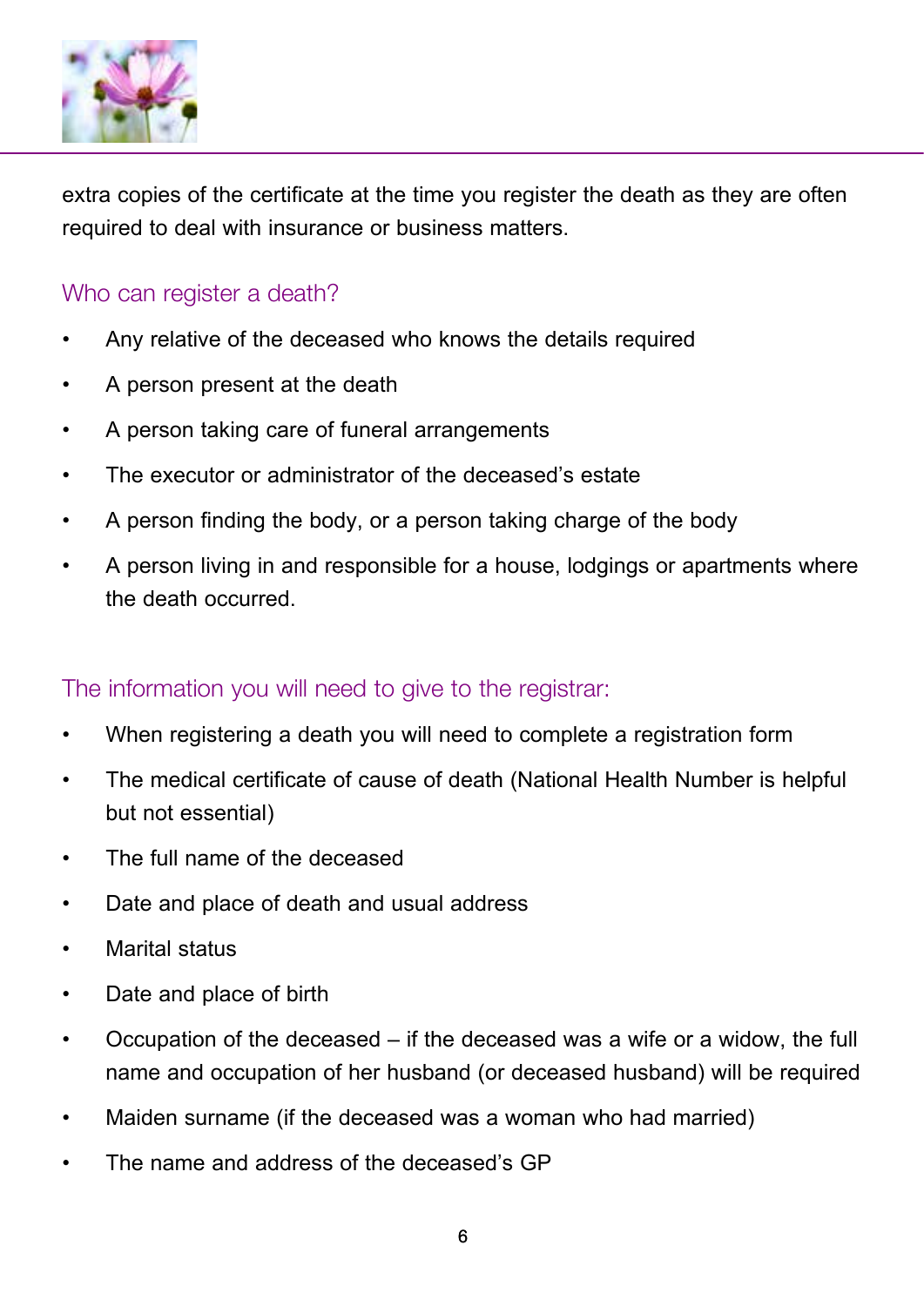extra copies of the certificate at the time you register the death as they are often required to deal with insurance or business matters.

## Who can register a death?

- Any relative of the deceased who knows the details required
- A person present at the death
- A person taking care of funeral arrangements
- The executor or administrator of the deceased's estate
- A person finding the body, or a person taking charge of the body
- A person living in and responsible for a house, lodgings or apartments where the death occurred.

## The information you will need to give to the registrar:

- When registering a death you will need to complete a registration form
- The medical certificate of cause of death (National Health Number is helpful but not essential)
- The full name of the deceased
- Date and place of death and usual address
- Marital status
- Date and place of birth
- Occupation of the deceased – if the deceased was a wife or a widow, the full name and occupation of her husband (or deceased husband) will be required
- Maiden surname (if the deceased was a woman who had married)
- The name and address of the deceased's GP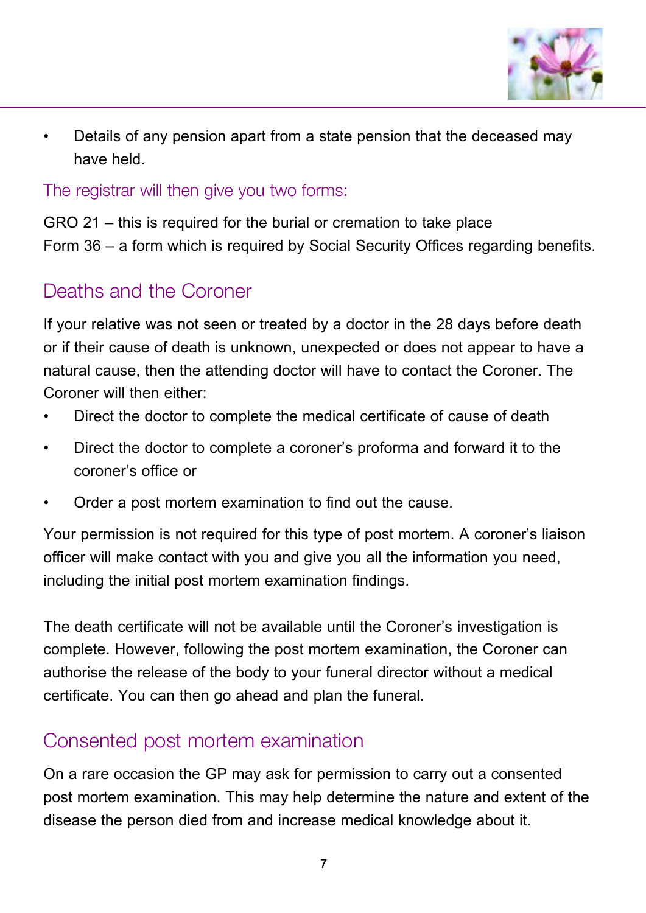- Details of any pension apart from a state pension that the deceased may have held.

### The registrar will then give you two forms:

GRO 21 – this is required for the burial or cremation to take place
Form 36 – a form which is required by Social Security Offices regarding benefits.

## Deaths and the Coroner

If your relative was not seen or treated by a doctor in the 28 days before death or if their cause of death is unknown, unexpected or does not appear to have a natural cause, then the attending doctor will have to contact the Coroner. The Coroner will then either:

- Direct the doctor to complete the medical certificate of cause of death
- Direct the doctor to complete a coroner's proforma and forward it to the coroner's office or
- Order a post mortem examination to find out the cause.

Your permission is not required for this type of post mortem. A coroner's liaison officer will make contact with you and give you all the information you need, including the initial post mortem examination findings.

The death certificate will not be available until the Coroner's investigation is complete. However, following the post mortem examination, the Coroner can authorise the release of the body to your funeral director without a medical certificate. You can then go ahead and plan the funeral.

## Consented post mortem examination

On a rare occasion the GP may ask for permission to carry out a consented post mortem examination. This may help determine the nature and extent of the disease the person died from and increase medical knowledge about it.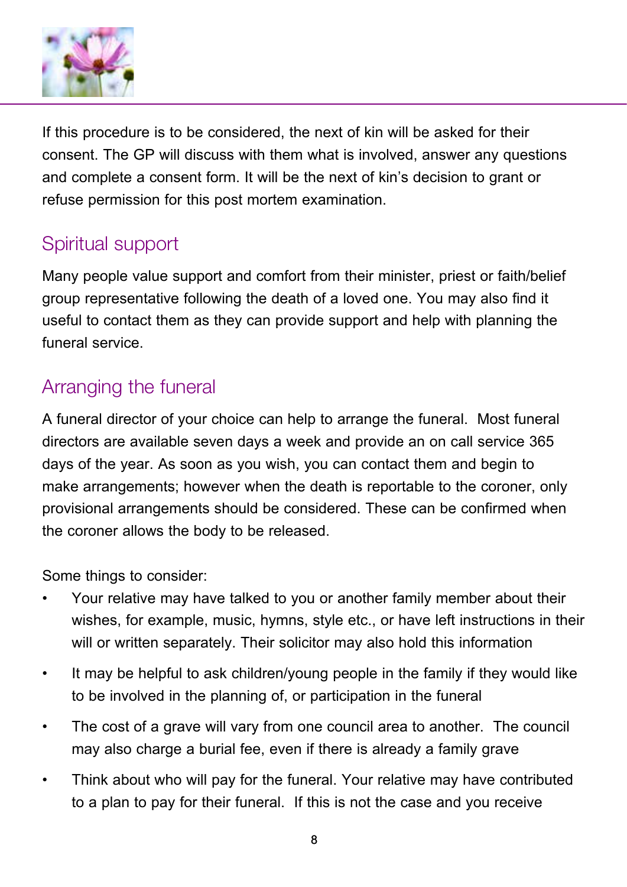If this procedure is to be considered, the next of kin will be asked for their consent. The GP will discuss with them what is involved, answer any questions and complete a consent form. It will be the next of kin's decision to grant or refuse permission for this post mortem examination.

## Spiritual support

Many people value support and comfort from their minister, priest or faith/belief group representative following the death of a loved one. You may also find it useful to contact them as they can provide support and help with planning the funeral service.

## Arranging the funeral

A funeral director of your choice can help to arrange the funeral. Most funeral directors are available seven days a week and provide an on call service 365 days of the year. As soon as you wish, you can contact them and begin to make arrangements; however when the death is reportable to the coroner, only provisional arrangements should be considered. These can be confirmed when the coroner allows the body to be released.

Some things to consider:

- Your relative may have talked to you or another family member about their wishes, for example, music, hymns, style etc., or have left instructions in their will or written separately. Their solicitor may also hold this information
- It may be helpful to ask children/young people in the family if they would like to be involved in the planning of, or participation in the funeral
- The cost of a grave will vary from one council area to another. The council may also charge a burial fee, even if there is already a family grave
- Think about who will pay for the funeral. Your relative may have contributed to a plan to pay for their funeral. If this is not the case and you receive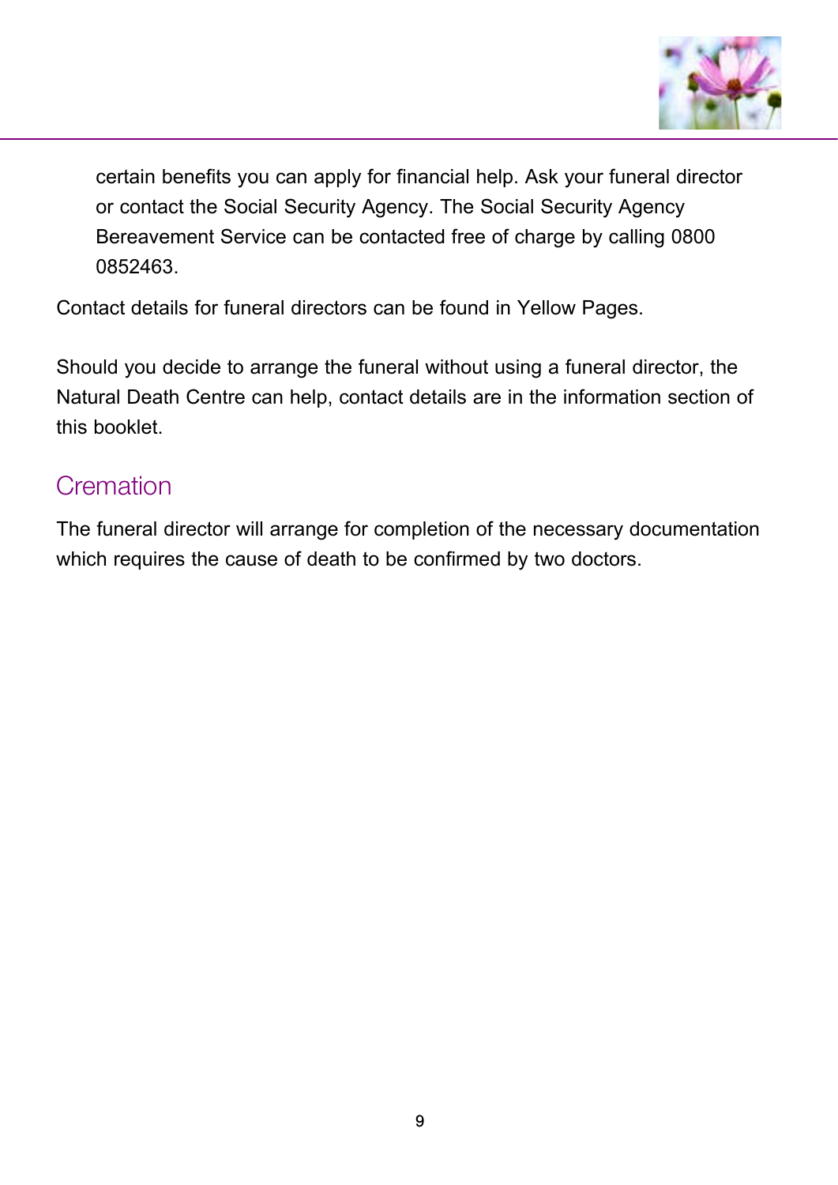certain benefits you can apply for financial help. Ask your funeral director or contact the Social Security Agency. The Social Security Agency Bereavement Service can be contacted free of charge by calling 0800 0852463.

Contact details for funeral directors can be found in Yellow Pages.

Should you decide to arrange the funeral without using a funeral director, the Natural Death Centre can help, contact details are in the information section of this booklet.

## Cremation

The funeral director will arrange for completion of the necessary documentation which requires the cause of death to be confirmed by two doctors.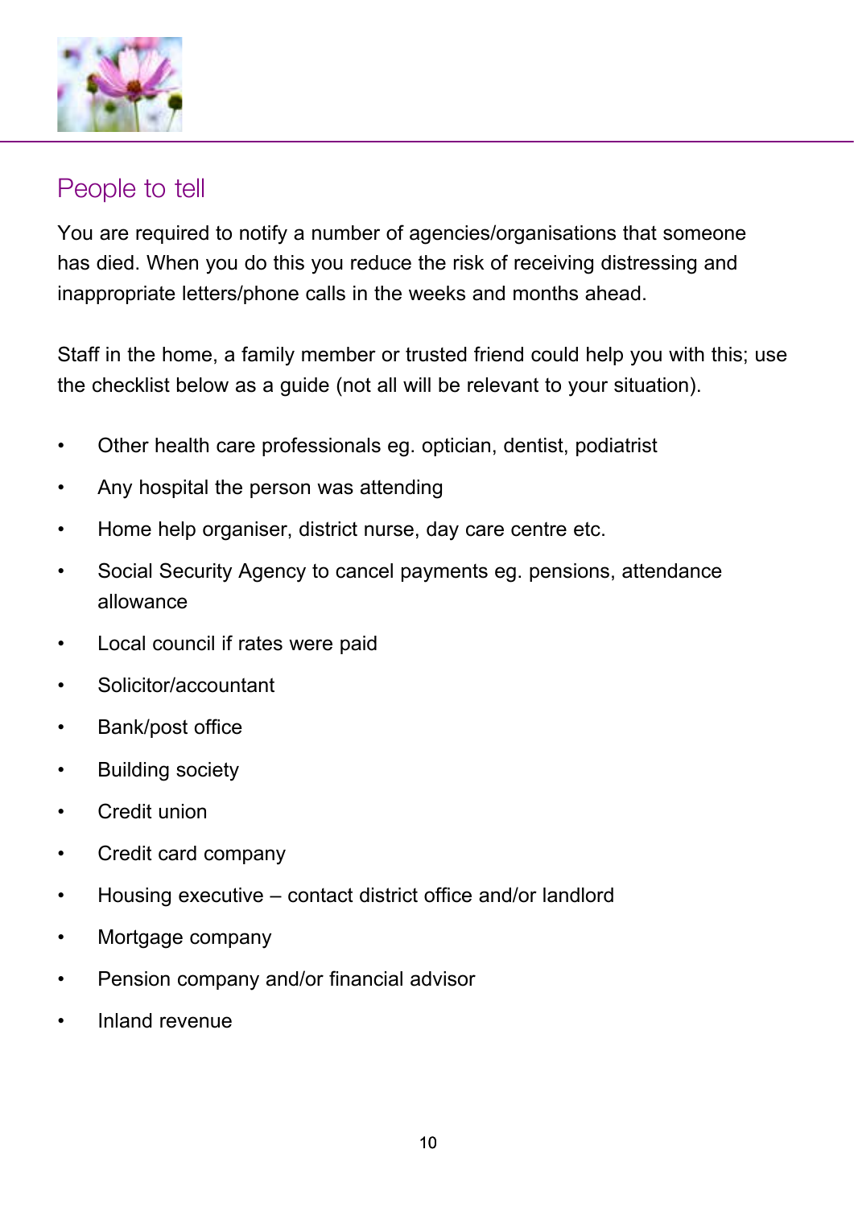## People to tell

You are required to notify a number of agencies/organisations that someone has died. When you do this you reduce the risk of receiving distressing and inappropriate letters/phone calls in the weeks and months ahead.

Staff in the home, a family member or trusted friend could help you with this; use the checklist below as a guide (not all will be relevant to your situation).

- Other health care professionals eg. optician, dentist, podiatrist
- Any hospital the person was attending
- Home help organiser, district nurse, day care centre etc.
- Social Security Agency to cancel payments eg. pensions, attendance allowance
- Local council if rates were paid
- Solicitor/accountant
- Bank/post office
- Building society
- Credit union
- Credit card company
- Housing executive – contact district office and/or landlord
- Mortgage company
- Pension company and/or financial advisor
- Inland revenue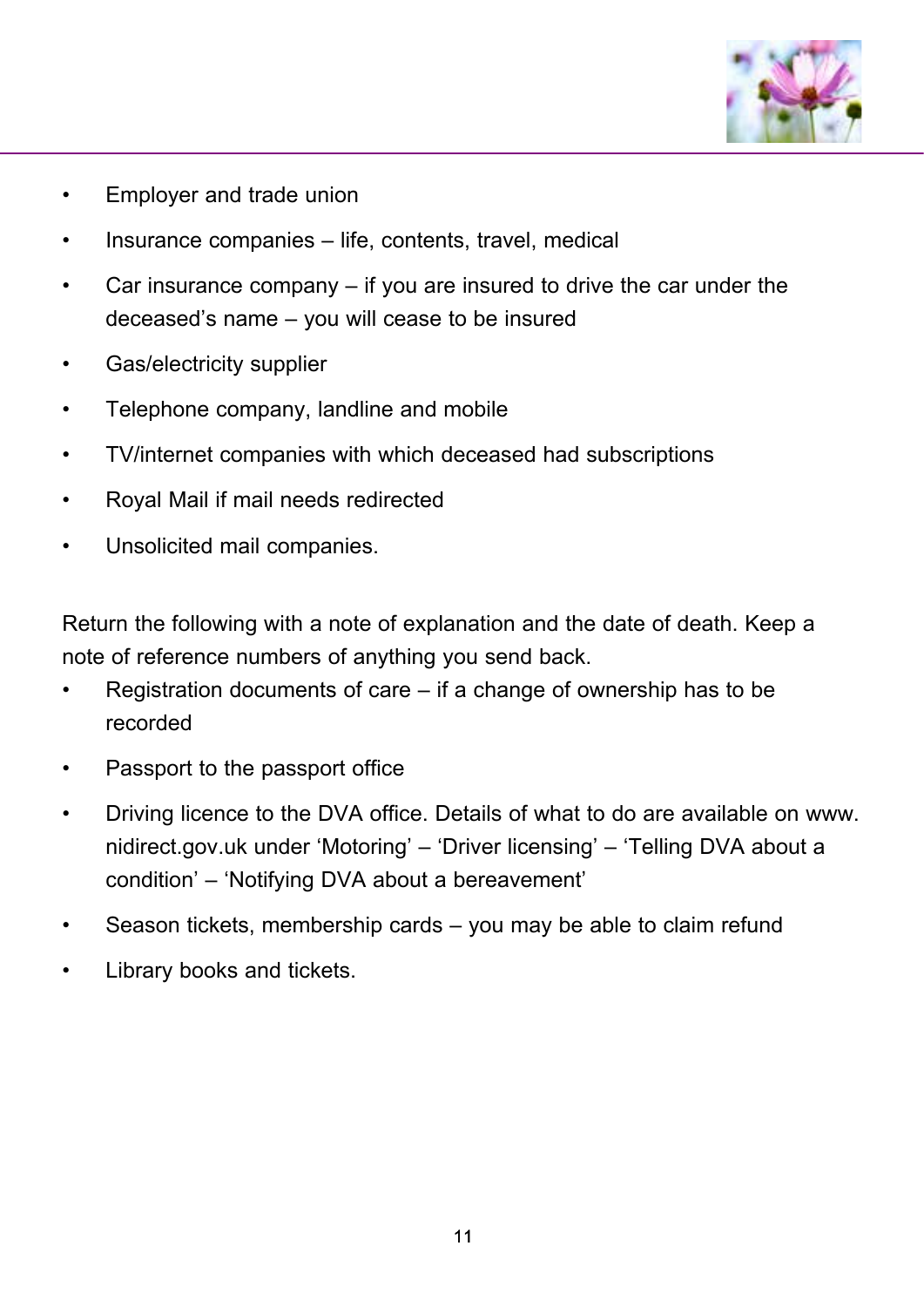- Employer and trade union
- Insurance companies – life, contents, travel, medical
- Car insurance company – if you are insured to drive the car under the deceased's name – you will cease to be insured
- Gas/electricity supplier
- Telephone company, landline and mobile
- TV/internet companies with which deceased had subscriptions
- Royal Mail if mail needs redirected
- Unsolicited mail companies.

Return the following with a note of explanation and the date of death. Keep a note of reference numbers of anything you send back.

- Registration documents of care – if a change of ownership has to be recorded
- Passport to the passport office
- Driving licence to the DVA office. Details of what to do are available on www.nidirect.gov.uk under 'Motoring' – 'Driver licensing' – 'Telling DVA about a condition' – 'Notifying DVA about a bereavement'
- Season tickets, membership cards – you may be able to claim refund
- Library books and tickets.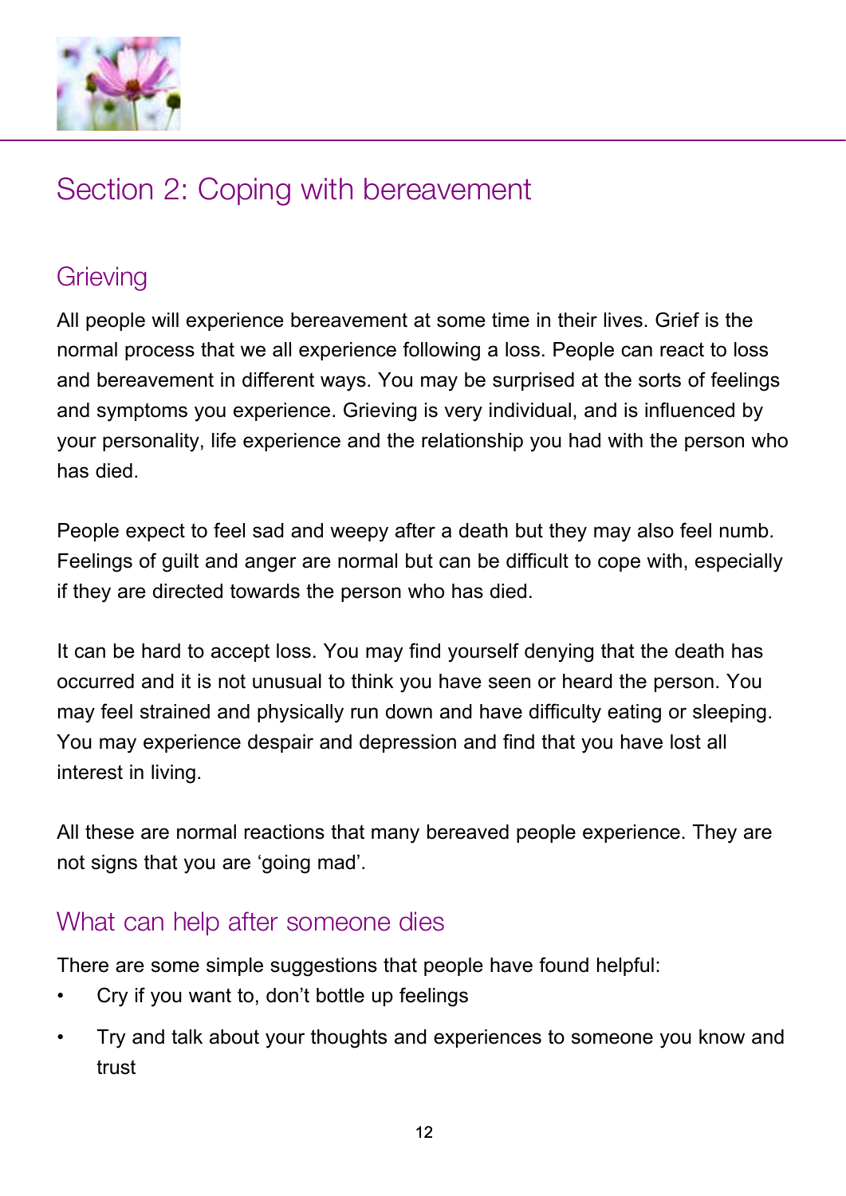# Section 2: Coping with bereavement

## Grieving

All people will experience bereavement at some time in their lives. Grief is the normal process that we all experience following a loss. People can react to loss and bereavement in different ways. You may be surprised at the sorts of feelings and symptoms you experience. Grieving is very individual, and is influenced by your personality, life experience and the relationship you had with the person who has died.

People expect to feel sad and weepy after a death but they may also feel numb. Feelings of guilt and anger are normal but can be difficult to cope with, especially if they are directed towards the person who has died.

It can be hard to accept loss. You may find yourself denying that the death has occurred and it is not unusual to think you have seen or heard the person. You may feel strained and physically run down and have difficulty eating or sleeping. You may experience despair and depression and find that you have lost all interest in living.

All these are normal reactions that many bereaved people experience. They are not signs that you are 'going mad'.

## What can help after someone dies

There are some simple suggestions that people have found helpful:

- Cry if you want to, don't bottle up feelings
- Try and talk about your thoughts and experiences to someone you know and trust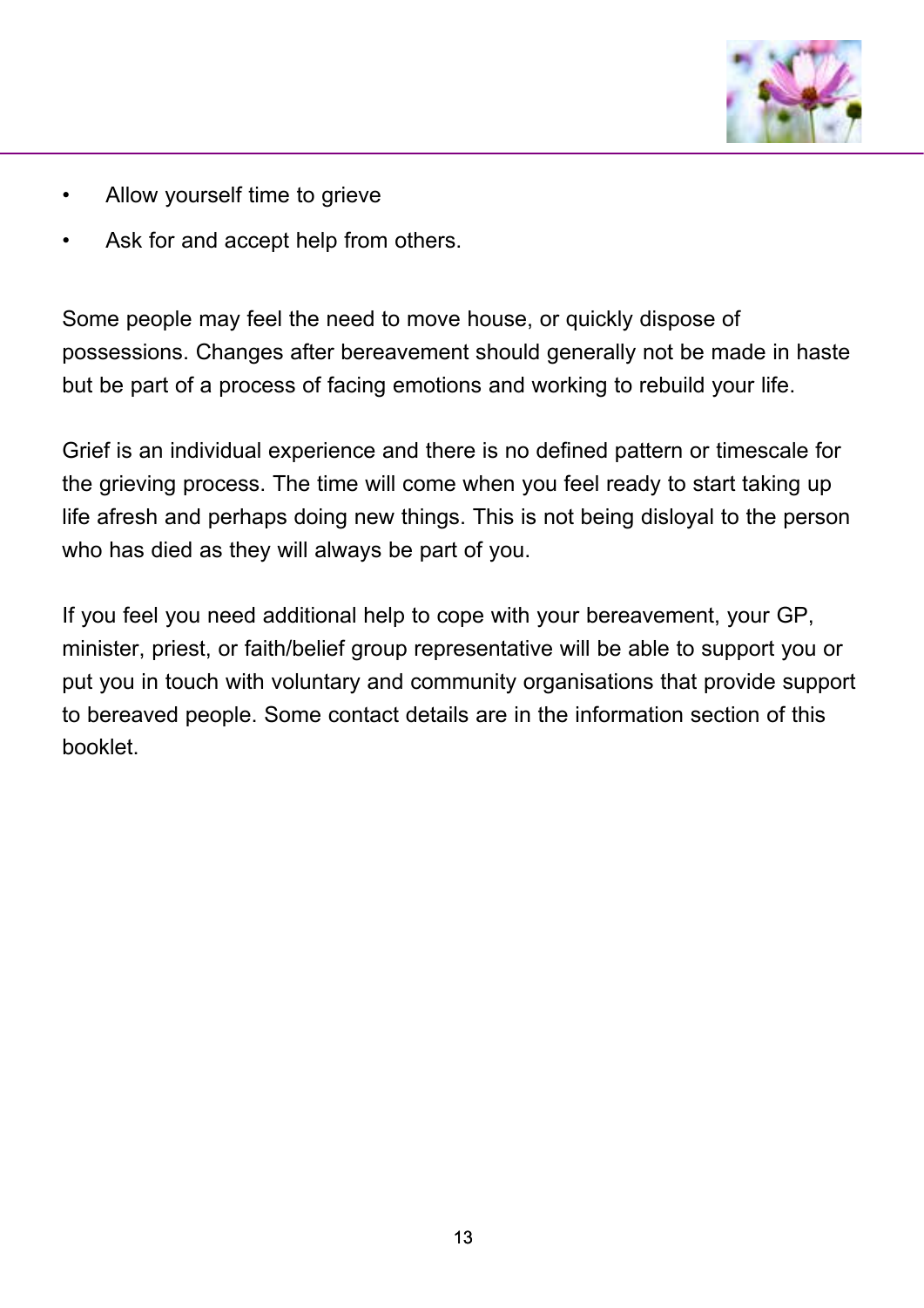- Allow yourself time to grieve
- Ask for and accept help from others.

Some people may feel the need to move house, or quickly dispose of possessions. Changes after bereavement should generally not be made in haste but be part of a process of facing emotions and working to rebuild your life.

Grief is an individual experience and there is no defined pattern or timescale for the grieving process. The time will come when you feel ready to start taking up life afresh and perhaps doing new things. This is not being disloyal to the person who has died as they will always be part of you.

If you feel you need additional help to cope with your bereavement, your GP, minister, priest, or faith/belief group representative will be able to support you or put you in touch with voluntary and community organisations that provide support to bereaved people. Some contact details are in the information section of this booklet.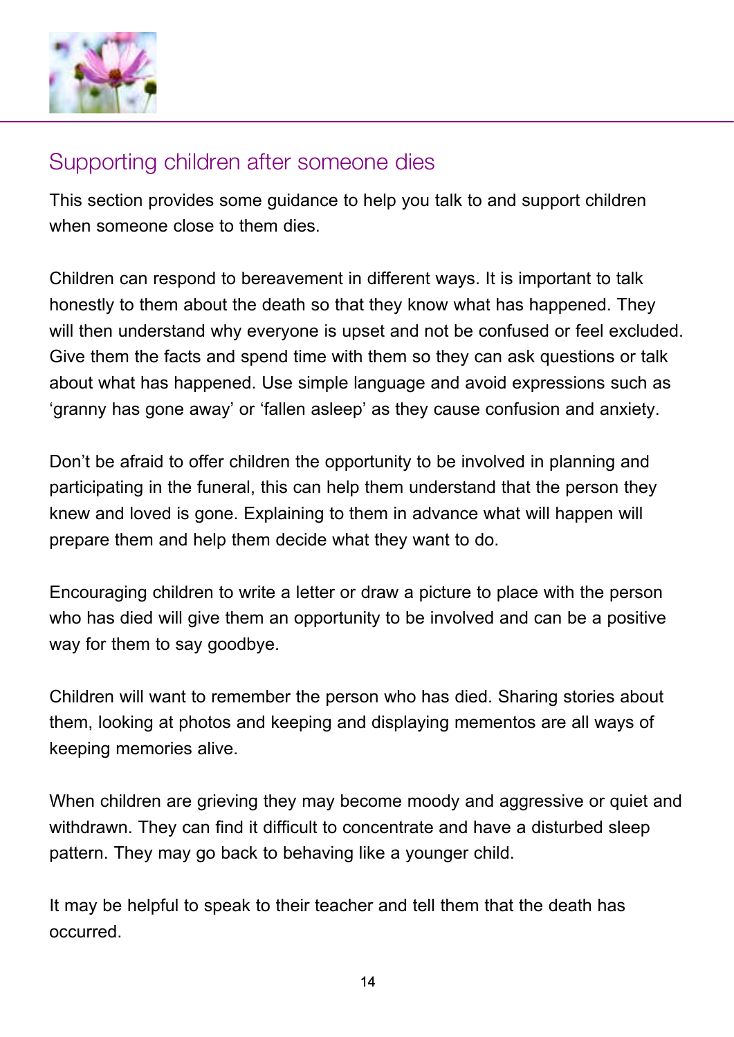## Supporting children after someone dies

This section provides some guidance to help you talk to and support children when someone close to them dies.

Children can respond to bereavement in different ways. It is important to talk honestly to them about the death so that they know what has happened. They will then understand why everyone is upset and not be confused or feel excluded. Give them the facts and spend time with them so they can ask questions or talk about what has happened. Use simple language and avoid expressions such as 'granny has gone away' or 'fallen asleep' as they cause confusion and anxiety.

Don't be afraid to offer children the opportunity to be involved in planning and participating in the funeral, this can help them understand that the person they knew and loved is gone. Explaining to them in advance what will happen will prepare them and help them decide what they want to do.

Encouraging children to write a letter or draw a picture to place with the person who has died will give them an opportunity to be involved and can be a positive way for them to say goodbye.

Children will want to remember the person who has died. Sharing stories about them, looking at photos and keeping and displaying mementos are all ways of keeping memories alive.

When children are grieving they may become moody and aggressive or quiet and withdrawn. They can find it difficult to concentrate and have a disturbed sleep pattern. They may go back to behaving like a younger child.

It may be helpful to speak to their teacher and tell them that the death has occurred.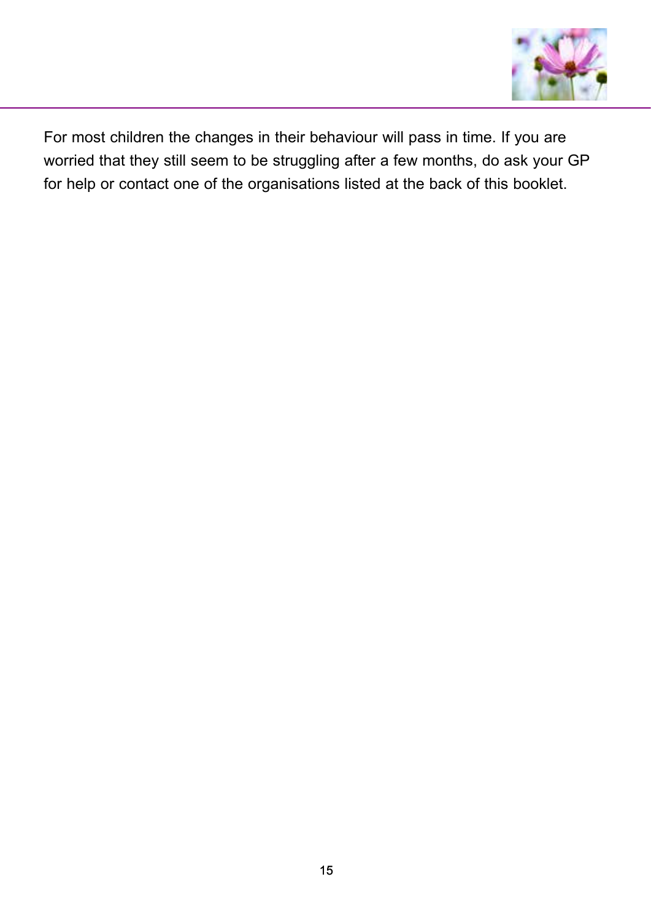For most children the changes in their behaviour will pass in time. If you are worried that they still seem to be struggling after a few months, do ask your GP for help or contact one of the organisations listed at the back of this booklet.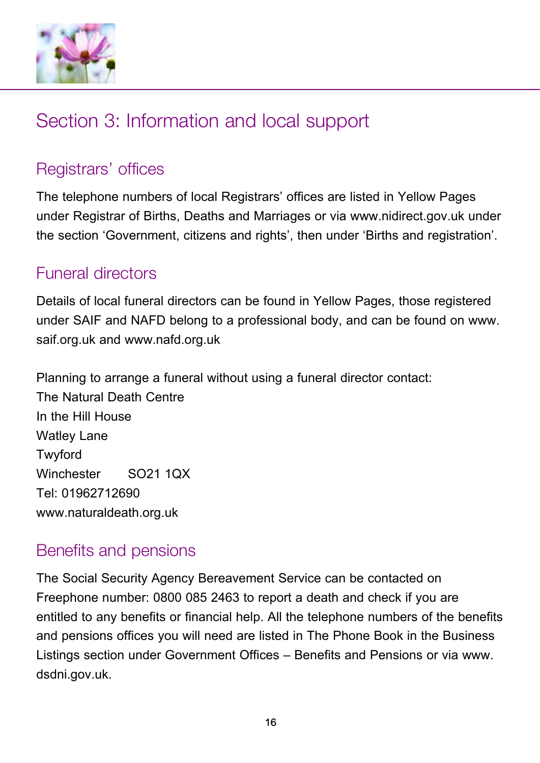# Section 3: Information and local support

## Registrars' offices

The telephone numbers of local Registrars' offices are listed in Yellow Pages under Registrar of Births, Deaths and Marriages or via www.nidirect.gov.uk under the section 'Government, citizens and rights', then under 'Births and registration'.

## Funeral directors

Details of local funeral directors can be found in Yellow Pages, those registered under SAIF and NAFD belong to a professional body, and can be found on www.saif.org.uk and www.nafd.org.uk

Planning to arrange a funeral without using a funeral director contact:
The Natural Death Centre
In the Hill House
Watley Lane
Twyford
Winchester SO21 1QX
Tel: 01962712690
www.naturaldeath.org.uk

## Benefits and pensions

The Social Security Agency Bereavement Service can be contacted on Freephone number: 0800 085 2463 to report a death and check if you are entitled to any benefits or financial help. All the telephone numbers of the benefits and pensions offices you will need are listed in The Phone Book in the Business Listings section under Government Offices – Benefits and Pensions or via www.dsdni.gov.uk.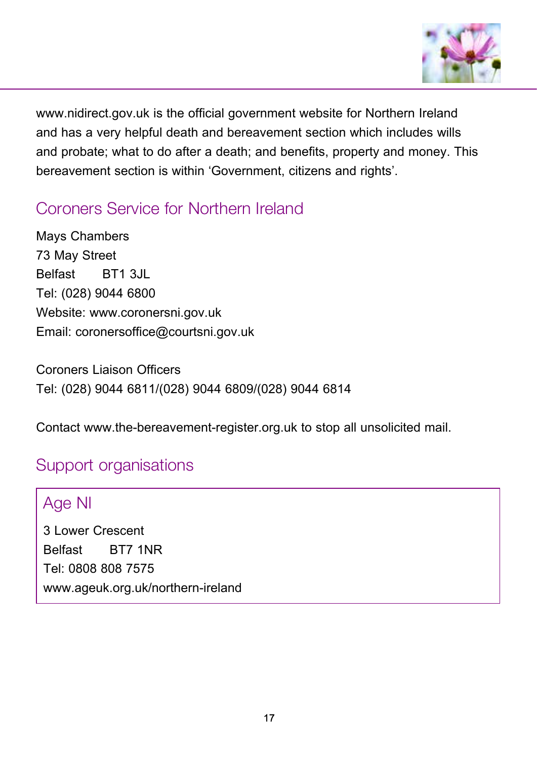www.nidirect.gov.uk is the official government website for Northern Ireland and has a very helpful death and bereavement section which includes wills and probate; what to do after a death; and benefits, property and money. This bereavement section is within 'Government, citizens and rights'.

## Coroners Service for Northern Ireland

Mays Chambers
73 May Street
Belfast BT1 3JL
Tel: (028) 9044 6800
Website: www.coronersni.gov.uk
Email: coronersoffice@courtsni.gov.uk

Coroners Liaison Officers
Tel: (028) 9044 6811/(028) 9044 6809/(028) 9044 6814

Contact www.the-bereavement-register.org.uk to stop all unsolicited mail.

## Support organisations

### Age NI

3 Lower Crescent
Belfast BT7 1NR
Tel: 0808 808 7575
www.ageuk.org.uk/northern-ireland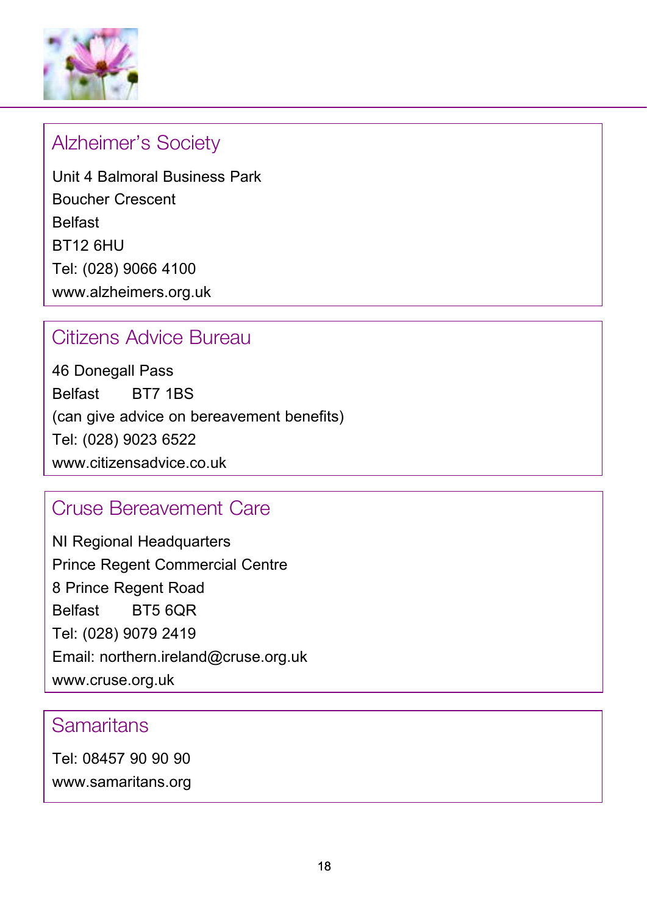## Alzheimer's Society

Unit 4 Balmoral Business Park
Boucher Crescent
Belfast
BT12 6HU
Tel: (028) 9066 4100
www.alzheimers.org.uk

## Citizens Advice Bureau

46 Donegall Pass
Belfast BT7 1BS
(can give advice on bereavement benefits)
Tel: (028) 9023 6522
www.citizensadvice.co.uk

## Cruse Bereavement Care

NI Regional Headquarters
Prince Regent Commercial Centre
8 Prince Regent Road
Belfast BT5 6QR
Tel: (028) 9079 2419
Email: northern.ireland@cruse.org.uk
www.cruse.org.uk

## Samaritans

Tel: 08457 90 90 90
www.samaritans.org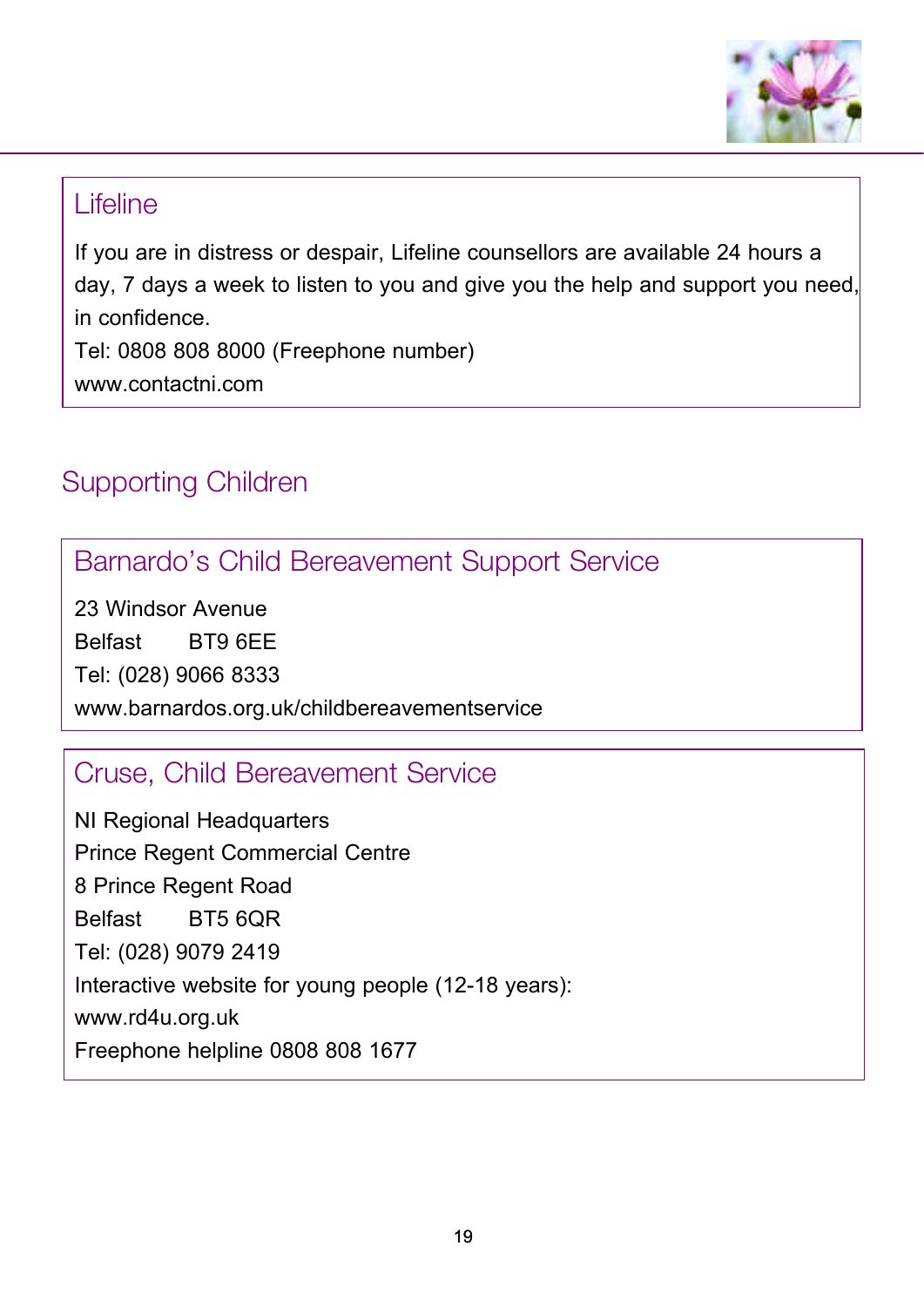### Lifeline

If you are in distress or despair, Lifeline counsellors are available 24 hours a day, 7 days a week to listen to you and give you the help and support you need, in confidence.
Tel: 0808 808 8000 (Freephone number)
www.contactni.com

## Supporting Children

### Barnardo's Child Bereavement Support Service

23 Windsor Avenue
Belfast BT9 6EE
Tel: (028) 9066 8333
www.barnardos.org.uk/childbereavementservice

### Cruse, Child Bereavement Service

NI Regional Headquarters
Prince Regent Commercial Centre
8 Prince Regent Road
Belfast BT5 6QR
Tel: (028) 9079 2419
Interactive website for young people (12-18 years):
www.rd4u.org.uk
Freephone helpline 0808 808 1677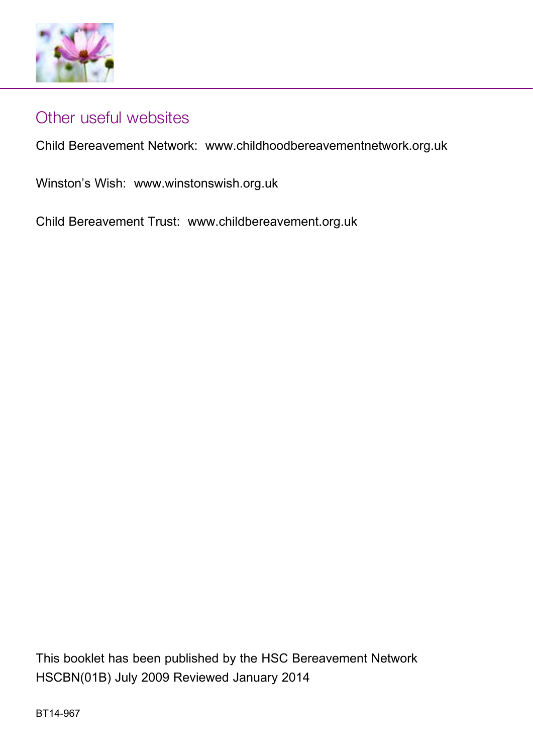## Other useful websites

Child Bereavement Network: www.childhoodbereavementnetwork.org.uk

Winston's Wish: www.winstonswish.org.uk

Child Bereavement Trust: www.childbereavement.org.uk

This booklet has been published by the HSC Bereavement Network
HSCBN(01B) July 2009 Reviewed January 2014

BT14-967